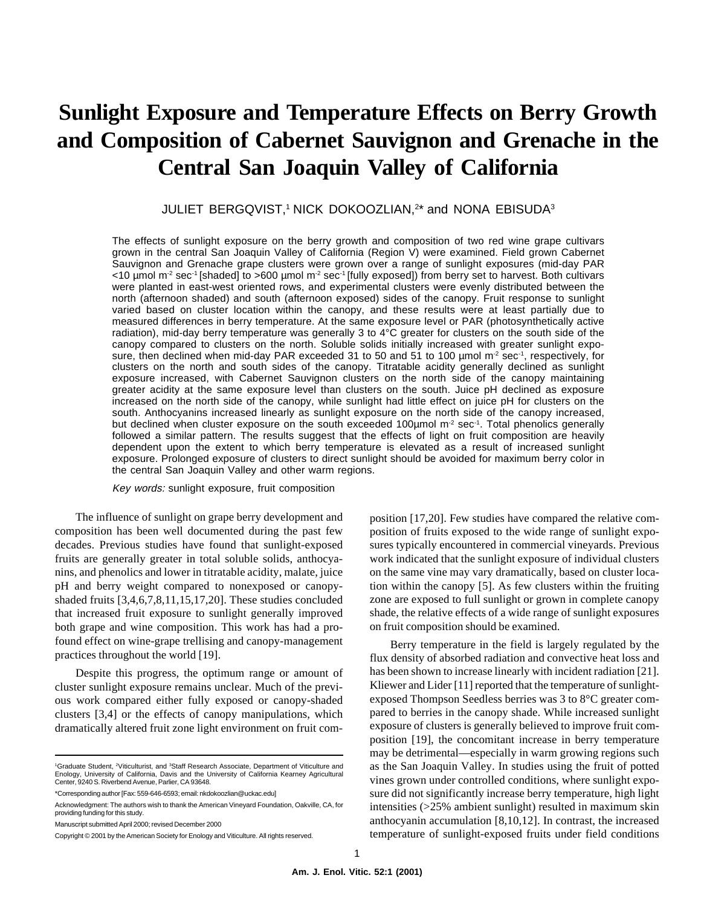# Sunlight Exposure and Temperature Effects on Berry Growth and Composition of Cabernet Sauvignon and Grenache in the Central San Joaquin Valley of California

JULIET BERGQVIST,[1] NICK DOKOOZLIAN,[2]* and NONA EBISUDA[3]

The effects of sunlight exposure on the berry growth and composition of two red wine grape cultivars grown in the central San Joaquin Valley of California (Region V) were examined. Field grown Cabernet Sauvignon and Grenache grape clusters were grown over a range of sunlight exposures (mid-day PAR <10 µmol $m^{-2}$ $sec^{-1}$ [shaded] to >600 µmol $m^{-2}$ $sec^{-1}$ [fully exposed]) from berry set to harvest. Both cultivars were planted in east-west oriented rows, and experimental clusters were evenly distributed between the north (afternoon shaded) and south (afternoon exposed) sides of the canopy. Fruit response to sunlight varied based on cluster location within the canopy, and these results were at least partially due to measured differences in berry temperature. At the same exposure level or PAR (photosynthetically active radiation), mid-day berry temperature was generally 3 to 4°C greater for clusters on the south side of the canopy compared to clusters on the north. Soluble solids initially increased with greater sunlight exposure, then declined when mid-day PAR exceeded 31 to 50 and 51 to 100 µmol $m^{-2}$ $sec^{-1}$, respectively, for clusters on the north and south sides of the canopy. Titratable acidity generally declined as sunlight exposure increased, with Cabernet Sauvignon clusters on the north side of the canopy maintaining greater acidity at the same exposure level than clusters on the south. Juice pH declined as exposure increased on the north side of the canopy, while sunlight had little effect on juice pH for clusters on the south. Anthocyanins increased linearly as sunlight exposure on the north side of the canopy increased, but declined when cluster exposure on the south exceeded 100µmol $m^{-2}$ $sec^{-1}$. Total phenolics generally followed a similar pattern. The results suggest that the effects of light on fruit composition are heavily dependent upon the extent to which berry temperature is elevated as a result of increased sunlight exposure. Prolonged exposure of clusters to direct sunlight should be avoided for maximum berry color in the central San Joaquin Valley and other warm regions.

*Key words:* sunlight exposure, fruit composition

The influence of sunlight on grape berry development and composition has been well documented during the past few decades. Previous studies have found that sunlight-exposed fruits are generally greater in total soluble solids, anthocyanins, and phenolics and lower in titratable acidity, malate, juice pH and berry weight compared to nonexposed or canopy-shaded fruits [3,4,6,7,8,11,15,17,20]. These studies concluded that increased fruit exposure to sunlight generally improved both grape and wine composition. This work has had a profound effect on wine-grape trellising and canopy-management practices throughout the world [19].

Despite this progress, the optimum range or amount of cluster sunlight exposure remains unclear. Much of the previous work compared either fully exposed or canopy-shaded clusters [3,4] or the effects of canopy manipulations, which dramatically altered fruit zone light environment on fruit composition [17,20]. Few studies have compared the relative composition of fruits exposed to the wide range of sunlight exposures typically encountered in commercial vineyards. Previous work indicated that the sunlight exposure of individual clusters on the same vine may vary dramatically, based on cluster location within the canopy [5]. As few clusters within the fruiting zone are exposed to full sunlight or grown in complete canopy shade, the relative effects of a wide range of sunlight exposures on fruit composition should be examined.

Berry temperature in the field is largely regulated by the flux density of absorbed radiation and convective heat loss and has been shown to increase linearly with incident radiation [21]. Kliewer and Lider [11] reported that the temperature of sunlight-exposed Thompson Seedless berries was 3 to 8°C greater compared to berries in the canopy shade. While increased sunlight exposure of clusters is generally believed to improve fruit composition [19], the concomitant increase in berry temperature may be detrimental—especially in warm growing regions such as the San Joaquin Valley. In studies using the fruit of potted vines grown under controlled conditions, where sunlight exposure did not significantly increase berry temperature, high light intensities (>25% ambient sunlight) resulted in maximum skin anthocyanin accumulation [8,10,12]. In contrast, the increased temperature of sunlight-exposed fruits under field conditions

---

[1]Graduate Student, [2]Viticulturist, and [3]Staff Research Associate, Department of Viticulture and Enology, University of California, Davis and the University of California Kearney Agricultural Center, 9240 S. Riverbend Avenue, Parlier, CA 93648.

*Corresponding author [Fax: 559-646-6593; email: nkdokoozlian@uckac.edu]

Acknowledgment: The authors wish to thank the American Vineyard Foundation, Oakville, CA, for providing funding for this study.

Manuscript submitted April 2000; revised December 2000

Copyright © 2001 by the American Society for Enology and Viticulture. All rights reserved.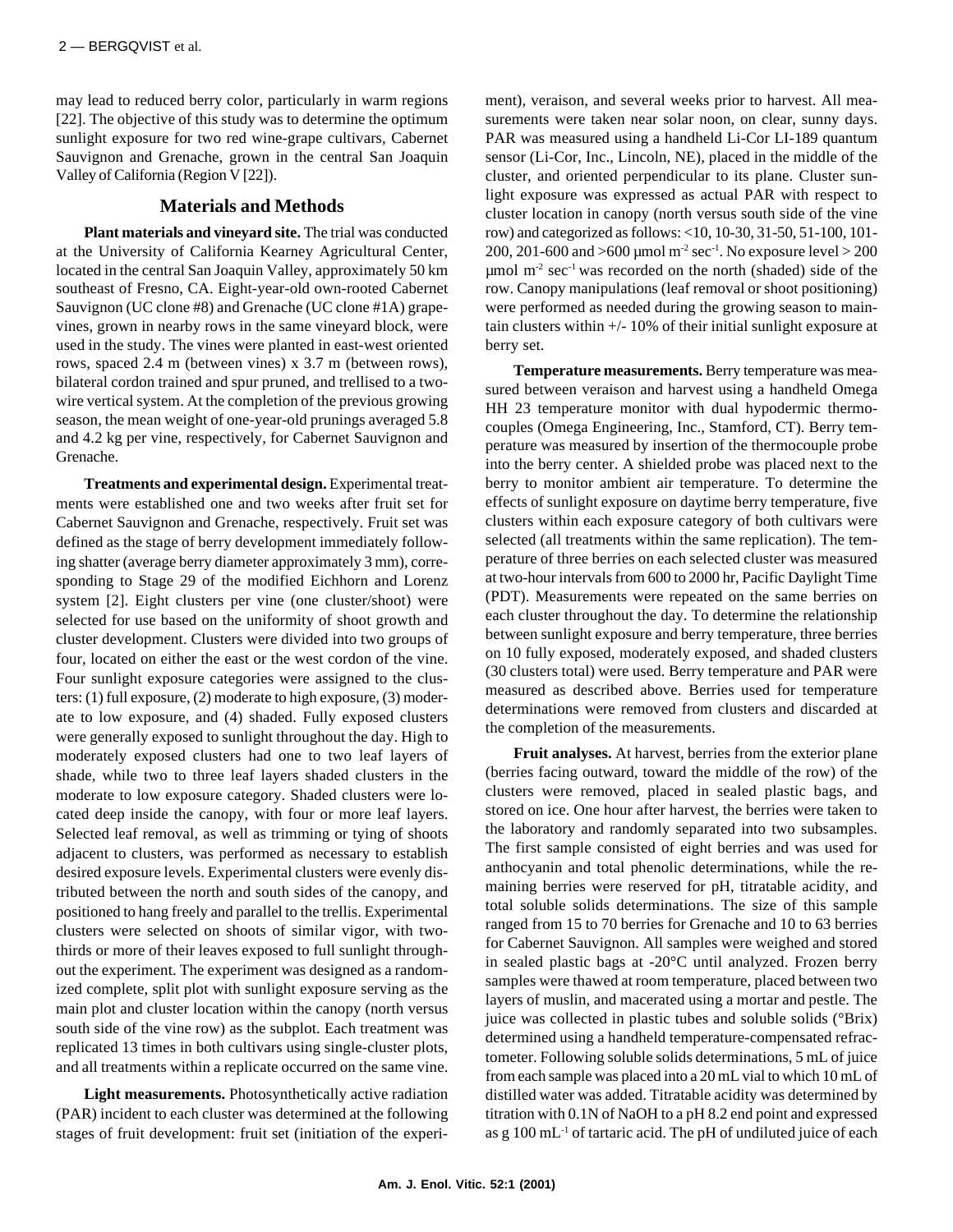may lead to reduced berry color, particularly in warm regions [22]. The objective of this study was to determine the optimum sunlight exposure for two red wine-grape cultivars, Cabernet Sauvignon and Grenache, grown in the central San Joaquin Valley of California (Region V [22]).

## Materials and Methods

**Plant materials and vineyard site.** The trial was conducted at the University of California Kearney Agricultural Center, located in the central San Joaquin Valley, approximately 50 km southeast of Fresno, CA. Eight-year-old own-rooted Cabernet Sauvignon (UC clone #8) and Grenache (UC clone #1A) grapevines, grown in nearby rows in the same vineyard block, were used in the study. The vines were planted in east-west oriented rows, spaced 2.4 m (between vines) x 3.7 m (between rows), bilateral cordon trained and spur pruned, and trellised to a two-wire vertical system. At the completion of the previous growing season, the mean weight of one-year-old prunings averaged 5.8 and 4.2 kg per vine, respectively, for Cabernet Sauvignon and Grenache.

**Treatments and experimental design.** Experimental treatments were established one and two weeks after fruit set for Cabernet Sauvignon and Grenache, respectively. Fruit set was defined as the stage of berry development immediately following shatter (average berry diameter approximately 3 mm), corresponding to Stage 29 of the modified Eichhorn and Lorenz system [2]. Eight clusters per vine (one cluster/shoot) were selected for use based on the uniformity of shoot growth and cluster development. Clusters were divided into two groups of four, located on either the east or the west cordon of the vine. Four sunlight exposure categories were assigned to the clusters: (1) full exposure, (2) moderate to high exposure, (3) moderate to low exposure, and (4) shaded. Fully exposed clusters were generally exposed to sunlight throughout the day. High to moderately exposed clusters had one to two leaf layers of shade, while two to three leaf layers shaded clusters in the moderate to low exposure category. Shaded clusters were located deep inside the canopy, with four or more leaf layers. Selected leaf removal, as well as trimming or tying of shoots adjacent to clusters, was performed as necessary to establish desired exposure levels. Experimental clusters were evenly distributed between the north and south sides of the canopy, and positioned to hang freely and parallel to the trellis. Experimental clusters were selected on shoots of similar vigor, with two-thirds or more of their leaves exposed to full sunlight throughout the experiment. The experiment was designed as a randomized complete, split plot with sunlight exposure serving as the main plot and cluster location within the canopy (north versus south side of the vine row) as the subplot. Each treatment was replicated 13 times in both cultivars using single-cluster plots, and all treatments within a replicate occurred on the same vine.

**Light measurements.** Photosynthetically active radiation (PAR) incident to each cluster was determined at the following stages of fruit development: fruit set (initiation of the experiment), veraison, and several weeks prior to harvest. All measurements were taken near solar noon, on clear, sunny days. PAR was measured using a handheld Li-Cor LI-189 quantum sensor (Li-Cor, Inc., Lincoln, NE), placed in the middle of the cluster, and oriented perpendicular to its plane. Cluster sunlight exposure was expressed as actual PAR with respect to cluster location in canopy (north versus south side of the vine row) and categorized as follows: <10, 10-30, 31-50, 51-100, 101-200, 201-600 and >600 µmol $m^{-2}$ $sec^{-1}$. No exposure level > 200 µmol $m^{-2}$ $sec^{-1}$ was recorded on the north (shaded) side of the row. Canopy manipulations (leaf removal or shoot positioning) were performed as needed during the growing season to maintain clusters within +/- 10% of their initial sunlight exposure at berry set.

**Temperature measurements.** Berry temperature was measured between veraison and harvest using a handheld Omega HH 23 temperature monitor with dual hypodermic thermocouples (Omega Engineering, Inc., Stamford, CT). Berry temperature was measured by insertion of the thermocouple probe into the berry center. A shielded probe was placed next to the berry to monitor ambient air temperature. To determine the effects of sunlight exposure on daytime berry temperature, five clusters within each exposure category of both cultivars were selected (all treatments within the same replication). The temperature of three berries on each selected cluster was measured at two-hour intervals from 600 to 2000 hr, Pacific Daylight Time (PDT). Measurements were repeated on the same berries on each cluster throughout the day. To determine the relationship between sunlight exposure and berry temperature, three berries on 10 fully exposed, moderately exposed, and shaded clusters (30 clusters total) were used. Berry temperature and PAR were measured as described above. Berries used for temperature determinations were removed from clusters and discarded at the completion of the measurements.

**Fruit analyses.** At harvest, berries from the exterior plane (berries facing outward, toward the middle of the row) of the clusters were removed, placed in sealed plastic bags, and stored on ice. One hour after harvest, the berries were taken to the laboratory and randomly separated into two subsamples. The first sample consisted of eight berries and was used for anthocyanin and total phenolic determinations, while the remaining berries were reserved for pH, titratable acidity, and total soluble solids determinations. The size of this sample ranged from 15 to 70 berries for Grenache and 10 to 63 berries for Cabernet Sauvignon. All samples were weighed and stored in sealed plastic bags at -20°C until analyzed. Frozen berry samples were thawed at room temperature, placed between two layers of muslin, and macerated using a mortar and pestle. The juice was collected in plastic tubes and soluble solids (°Brix) determined using a handheld temperature-compensated refractometer. Following soluble solids determinations, 5 mL of juice from each sample was placed into a 20 mL vial to which 10 mL of distilled water was added. Titratable acidity was determined by titration with 0.1N of NaOH to a pH 8.2 end point and expressed as g 100 $mL^{-1}$ of tartaric acid. The pH of undiluted juice of each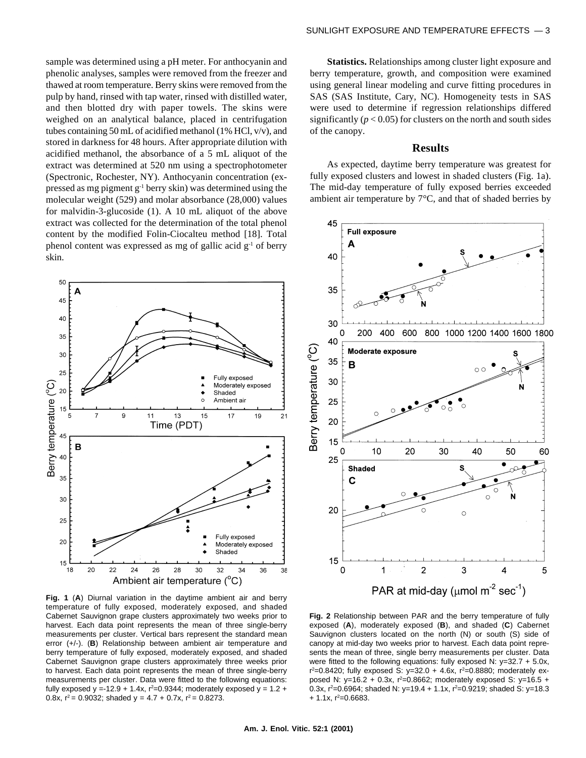sample was determined using a pH meter. For anthocyanin and phenolic analyses, samples were removed from the freezer and thawed at room temperature. Berry skins were removed from the pulp by hand, rinsed with tap water, rinsed with distilled water, and then blotted dry with paper towels. The skins were weighed on an analytical balance, placed in centrifugation tubes containing 50 mL of acidified methanol (1% HCl, v/v), and stored in darkness for 48 hours. After appropriate dilution with acidified methanol, the absorbance of a 5 mL aliquot of the extract was determined at 520 nm using a spectrophotometer (Spectronic, Rochester, NY). Anthocyanin concentration (expressed as mg pigment $g^{-1}$ berry skin) was determined using the molecular weight (529) and molar absorbance (28,000) values for malvidin-3-glucoside (1). A 10 mL aliquot of the above extract was collected for the determination of the total phenol content by the modified Folin-Ciocalteu method [18]. Total phenol content was expressed as mg of gallic acid $g^{-1}$ of berry skin.

**Statistics.** Relationships among cluster light exposure and berry temperature, growth, and composition were examined using general linear modeling and curve fitting procedures in SAS (SAS Institute, Cary, NC). Homogeneity tests in SAS were used to determine if regression relationships differed significantly ($p < 0.05$) for clusters on the north and south sides of the canopy.

## Results

As expected, daytime berry temperature was greatest for fully exposed clusters and lowest in shaded clusters (Fig. 1a). The mid-day temperature of fully exposed berries exceeded ambient air temperature by 7°C, and that of shaded berries by

**Fig. 1** (**A**) Diurnal variation in the daytime ambient air and berry temperature of fully exposed, moderately exposed, and shaded Cabernet Sauvignon grape clusters approximately two weeks prior to harvest. Each data point represents the mean of three single-berry measurements per cluster. Vertical bars represent the standard mean error (+/-). (**B**) Relationship between ambient air temperature and berry temperature of fully exposed, moderately exposed, and shaded Cabernet Sauvignon grape clusters approximately three weeks prior to harvest. Each data point represents the mean of three single-berry measurements per cluster. Data were fitted to the following equations: fully exposed $y = -12.9 + 1.4x$, $r^2=0.9344$; moderately exposed $y = 1.2 + 0.8x$, $r^2 = 0.9032$; shaded $y = 4.7 + 0.7x$, $r^2 = 0.8273$.

**Fig. 2** Relationship between PAR and the berry temperature of fully exposed (**A**), moderately exposed (**B**), and shaded (**C**) Cabernet Sauvignon clusters located on the north (N) or south (S) side of canopy at mid-day two weeks prior to harvest. Each data point represents the mean of three, single berry measurements per cluster. Data were fitted to the following equations: fully exposed N: $y=32.7 + 5.0x$, $r^2=0.8420$; fully exposed S: $y=32.0 + 4.6x$, $r^2=0.8880$; moderately exposed N: $y=16.2 + 0.3x$, $r^2=0.8662$; moderately exposed S: $y=16.5 + 0.3x$, $r^2=0.6964$; shaded N: $y=19.4 + 1.1x$, $r^2=0.9219$; shaded S: $y=18.3 + 1.1x$, $r^2=0.6683$.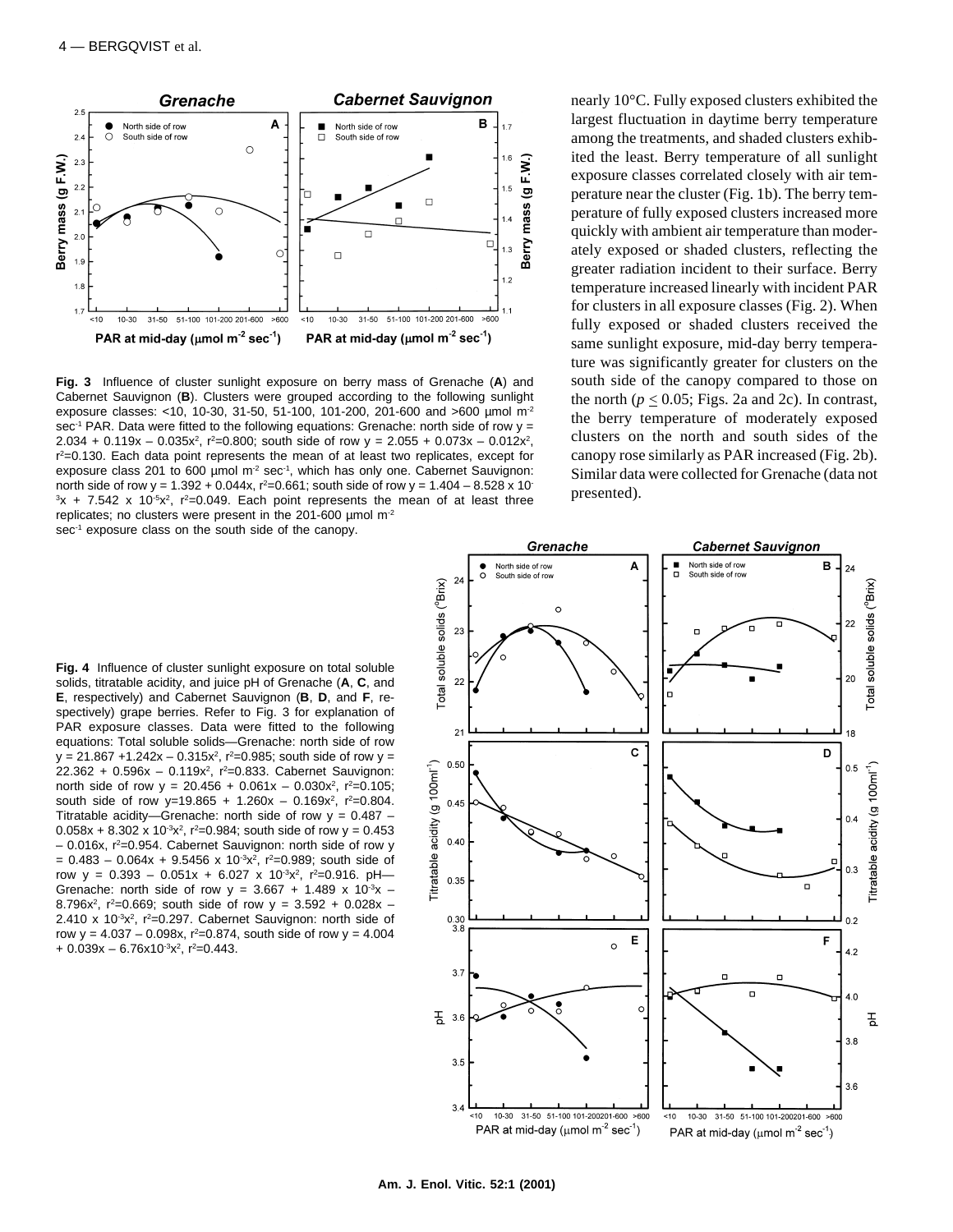nearly 10°C. Fully exposed clusters exhibited the largest fluctuation in daytime berry temperature among the treatments, and shaded clusters exhibited the least. Berry temperature of all sunlight exposure classes correlated closely with air temperature near the cluster (Fig. 1b). The berry temperature of fully exposed clusters increased more quickly with ambient air temperature than moderately exposed or shaded clusters, reflecting the greater radiation incident to their surface. Berry temperature increased linearly with incident PAR for clusters in all exposure classes (Fig. 2). When fully exposed or shaded clusters received the same sunlight exposure, mid-day berry temperature was significantly greater for clusters on the south side of the canopy compared to those on the north ($p \leq 0.05$; Figs. 2a and 2c). In contrast, the berry temperature of moderately exposed clusters on the north and south sides of the canopy rose similarly as PAR increased (Fig. 2b). Similar data were collected for Grenache (data not presented).

**Fig. 3** Influence of cluster sunlight exposure on berry mass of Grenache (**A**) and Cabernet Sauvignon (**B**). Clusters were grouped according to the following sunlight exposure classes: <10, 10-30, 31-50, 51-100, 101-200, 201-600 and >600 µmol m$^{-2}$ sec$^{-1}$ PAR. Data were fitted to the following equations: Grenache: north side of row $y = 2.034 + 0.119x - 0.035x^2$, $r^2=0.800$; south side of row $y = 2.055 + 0.073x - 0.012x^2$, $r^2=0.130$. Each data point represents the mean of at least two replicates, except for exposure class 201 to 600 µmol m$^{-2}$ sec$^{-1}$, which has only one. Cabernet Sauvignon: north side of row $y = 1.392 + 0.044x$, $r^2=0.661$; south side of row $y = 1.404 - 8.528 \times 10^{-3}x + 7.542 \times 10^{-5}x^2$, $r^2=0.049$. Each point represents the mean of at least three replicates; no clusters were present in the 201-600 µmol m$^{-2}$ sec$^{-1}$ exposure class on the south side of the canopy.

**Fig. 4** Influence of cluster sunlight exposure on total soluble solids, titratable acidity, and juice pH of Grenache (**A**, **C**, and **E**, respectively) and Cabernet Sauvignon (**B**, **D**, and **F**, respectively) grape berries. Refer to Fig. 3 for explanation of PAR exposure classes. Data were fitted to the following equations: Total soluble solids—Grenache: north side of row $y = 21.867 + 1.242x - 0.315x^2$, $r^2=0.985$; south side of row $y = 22.362 + 0.596x - 0.119x^2$, $r^2=0.833$. Cabernet Sauvignon: north side of row $y = 20.456 + 0.061x - 0.030x^2$, $r^2=0.105$; south side of row $y=19.865 + 1.260x - 0.169x^2$, $r^2=0.804$. Titratable acidity—Grenache: north side of row $y = 0.487 - 0.058x + 8.302 \times 10^{-3}x^2$, $r^2=0.984$; south side of row $y = 0.453 - 0.016x$, $r^2=0.954$. Cabernet Sauvignon: north side of row $y = 0.483 - 0.064x + 9.5456 \times 10^{-3}x^2$, $r^2=0.989$; south side of row $y = 0.393 - 0.051x + 6.027 \times 10^{-3}x^2$, $r^2=0.916$. pH—Grenache: north side of row $y = 3.667 + 1.489 \times 10^{-3}x - 8.796x^2$, $r^2=0.669$; south side of row $y = 3.592 + 0.028x - 2.410 \times 10^{-3}x^2$, $r^2=0.297$. Cabernet Sauvignon: north side of row $y = 4.037 - 0.098x$, $r^2=0.874$, south side of row $y = 4.004 + 0.039x - 6.76 \times 10^{-3}x^2$, $r^2=0.443$.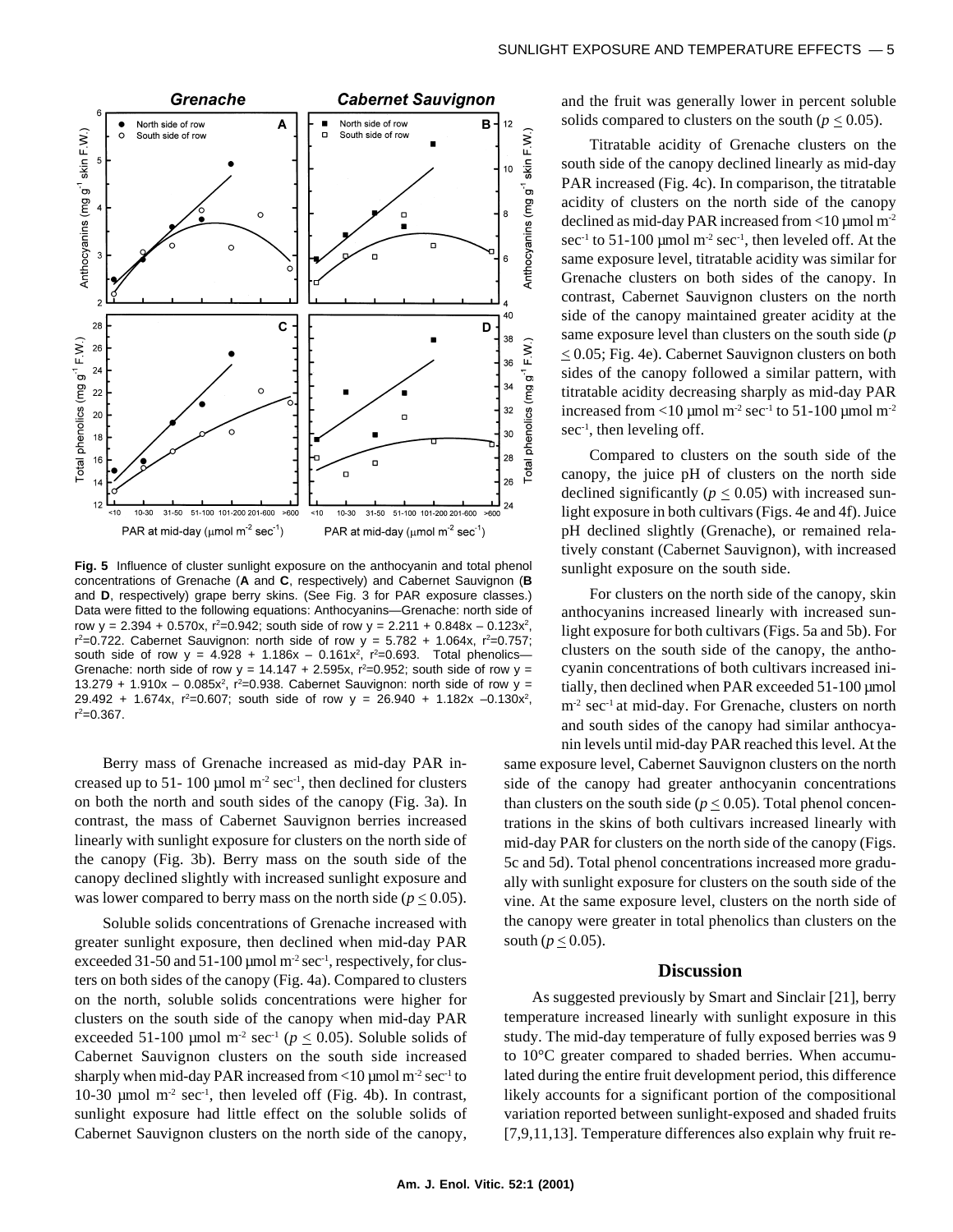**Fig. 5** Influence of cluster sunlight exposure on the anthocyanin and total phenol concentrations of Grenache (**A** and **C**, respectively) and Cabernet Sauvignon (**B** and **D**, respectively) grape berry skins. (See Fig. 3 for PAR exposure classes.) Data were fitted to the following equations: Anthocyanins—Grenache: north side of row $y = 2.394 + 0.570x$, $r^2=0.942$; south side of row $y = 2.211 + 0.848x - 0.123x^2$, $r^2=0.722$. Cabernet Sauvignon: north side of row $y = 5.782 + 1.064x$, $r^2=0.757$; south side of row $y = 4.928 + 1.186x - 0.161x^2$, $r^2=0.693$. Total phenolics—Grenache: north side of row $y = 14.147 + 2.595x$, $r^2=0.952$; south side of row $y = 13.279 + 1.910x - 0.085x^2$, $r^2=0.938$. Cabernet Sauvignon: north side of row $y = 29.492 + 1.674x$, $r^2=0.607$; south side of row $y = 26.940 + 1.182x - 0.130x^2$, $r^2=0.367$.

Berry mass of Grenache increased as mid-day PAR increased up to 51- 100 µmol m$^{-2}$ sec$^{-1}$, then declined for clusters on both the north and south sides of the canopy (Fig. 3a). In contrast, the mass of Cabernet Sauvignon berries increased linearly with sunlight exposure for clusters on the north side of the canopy (Fig. 3b). Berry mass on the south side of the canopy declined slightly with increased sunlight exposure and was lower compared to berry mass on the north side ($p \leq 0.05$).

Soluble solids concentrations of Grenache increased with greater sunlight exposure, then declined when mid-day PAR exceeded 31-50 and 51-100 µmol m$^{-2}$ sec$^{-1}$, respectively, for clusters on both sides of the canopy (Fig. 4a). Compared to clusters on the north, soluble solids concentrations were higher for clusters on the south side of the canopy when mid-day PAR exceeded 51-100 µmol m$^{-2}$ sec$^{-1}$ ($p \leq 0.05$). Soluble solids of Cabernet Sauvignon clusters on the south side increased sharply when mid-day PAR increased from <10 µmol m$^{-2}$ sec$^{-1}$ to 10-30 µmol m$^{-2}$ sec$^{-1}$, then leveled off (Fig. 4b). In contrast, sunlight exposure had little effect on the soluble solids of Cabernet Sauvignon clusters on the north side of the canopy, and the fruit was generally lower in percent soluble solids compared to clusters on the south ($p \leq 0.05$).

Titratable acidity of Grenache clusters on the south side of the canopy declined linearly as mid-day PAR increased (Fig. 4c). In comparison, the titratable acidity of clusters on the north side of the canopy declined as mid-day PAR increased from <10 µmol m$^{-2}$ sec$^{-1}$ to 51-100 µmol m$^{-2}$ sec$^{-1}$, then leveled off. At the same exposure level, titratable acidity was similar for Grenache clusters on both sides of the canopy. In contrast, Cabernet Sauvignon clusters on the north side of the canopy maintained greater acidity at the same exposure level than clusters on the south side ($p \leq 0.05$; Fig. 4e). Cabernet Sauvignon clusters on both sides of the canopy followed a similar pattern, with titratable acidity decreasing sharply as mid-day PAR increased from <10 µmol m$^{-2}$ sec$^{-1}$ to 51-100 µmol m$^{-2}$ sec$^{-1}$, then leveling off.

Compared to clusters on the south side of the canopy, the juice pH of clusters on the north side declined significantly ($p \leq 0.05$) with increased sunlight exposure in both cultivars (Figs. 4e and 4f). Juice pH declined slightly (Grenache), or remained relatively constant (Cabernet Sauvignon), with increased sunlight exposure on the south side.

For clusters on the north side of the canopy, skin anthocyanins increased linearly with increased sunlight exposure for both cultivars (Figs. 5a and 5b). For clusters on the south side of the canopy, the anthocyanin concentrations of both cultivars increased initially, then declined when PAR exceeded 51-100 µmol m$^{-2}$ sec$^{-1}$ at mid-day. For Grenache, clusters on north and south sides of the canopy had similar anthocyanin levels until mid-day PAR reached this level. At the same exposure level, Cabernet Sauvignon clusters on the north side of the canopy had greater anthocyanin concentrations than clusters on the south side ($p \leq 0.05$). Total phenol concentrations in the skins of both cultivars increased linearly with mid-day PAR for clusters on the north side of the canopy (Figs. 5c and 5d). Total phenol concentrations increased more gradually with sunlight exposure for clusters on the south side of the vine. At the same exposure level, clusters on the north side of the canopy were greater in total phenolics than clusters on the south ($p \leq 0.05$).

## Discussion

As suggested previously by Smart and Sinclair [21], berry temperature increased linearly with sunlight exposure in this study. The mid-day temperature of fully exposed berries was 9 to 10°C greater compared to shaded berries. When accumulated during the entire fruit development period, this difference likely accounts for a significant portion of the compositional variation reported between sunlight-exposed and shaded fruits [7,9,11,13]. Temperature differences also explain why fruit re-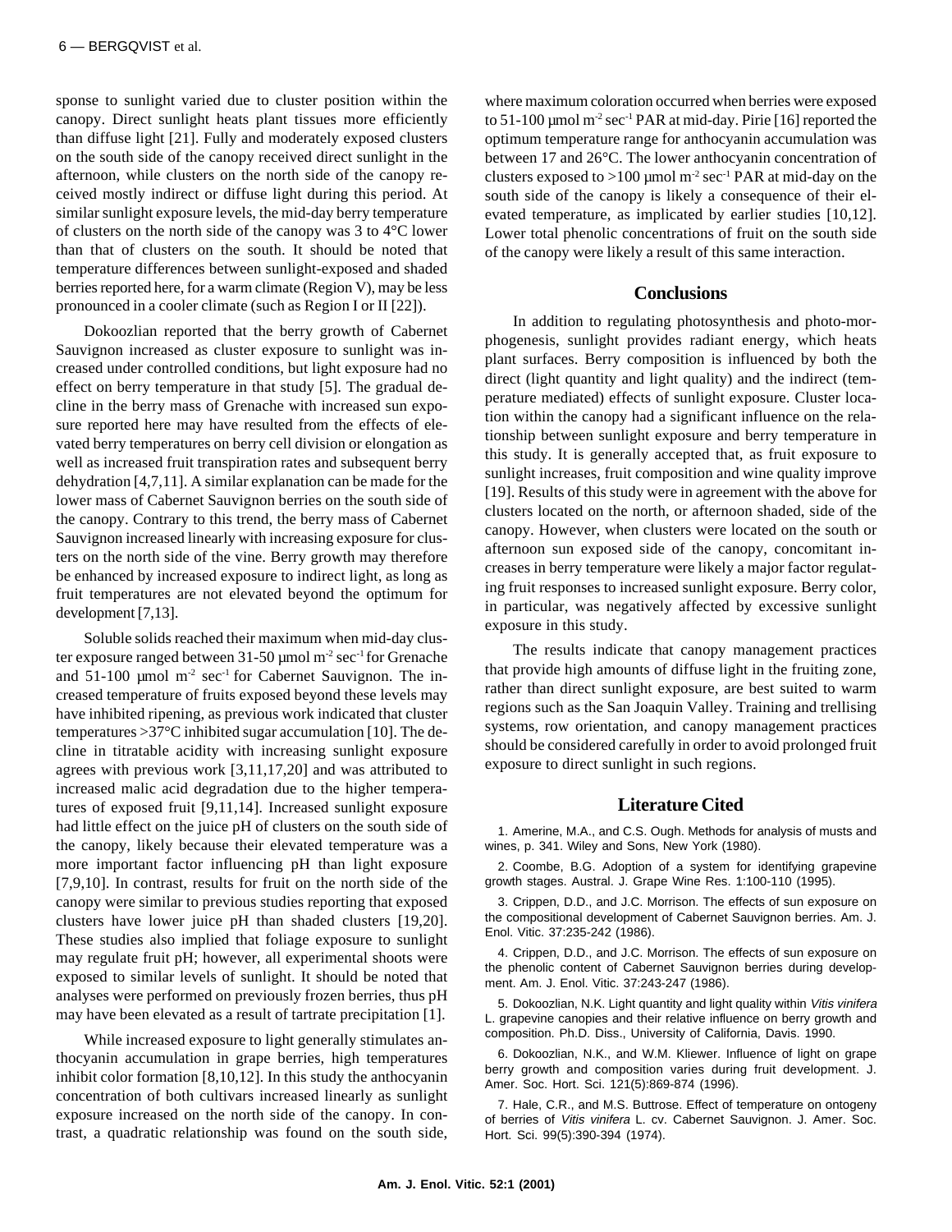sponse to sunlight varied due to cluster position within the canopy. Direct sunlight heats plant tissues more efficiently than diffuse light [21]. Fully and moderately exposed clusters on the south side of the canopy received direct sunlight in the afternoon, while clusters on the north side of the canopy received mostly indirect or diffuse light during this period. At similar sunlight exposure levels, the mid-day berry temperature of clusters on the north side of the canopy was 3 to 4°C lower than that of clusters on the south. It should be noted that temperature differences between sunlight-exposed and shaded berries reported here, for a warm climate (Region V), may be less pronounced in a cooler climate (such as Region I or II [22]).

Dokoozlian reported that the berry growth of Cabernet Sauvignon increased as cluster exposure to sunlight was increased under controlled conditions, but light exposure had no effect on berry temperature in that study [5]. The gradual decline in the berry mass of Grenache with increased sun exposure reported here may have resulted from the effects of elevated berry temperatures on berry cell division or elongation as well as increased fruit transpiration rates and subsequent berry dehydration [4,7,11]. A similar explanation can be made for the lower mass of Cabernet Sauvignon berries on the south side of the canopy. Contrary to this trend, the berry mass of Cabernet Sauvignon increased linearly with increasing exposure for clusters on the north side of the vine. Berry growth may therefore be enhanced by increased exposure to indirect light, as long as fruit temperatures are not elevated beyond the optimum for development [7,13].

Soluble solids reached their maximum when mid-day cluster exposure ranged between 31-50 µmol $m^{-2}$ $sec^{-1}$ for Grenache and 51-100 µmol $m^{-2}$ $sec^{-1}$ for Cabernet Sauvignon. The increased temperature of fruits exposed beyond these levels may have inhibited ripening, as previous work indicated that cluster temperatures >37°C inhibited sugar accumulation [10]. The decline in titratable acidity with increasing sunlight exposure agrees with previous work [3,11,17,20] and was attributed to increased malic acid degradation due to the higher temperatures of exposed fruit [9,11,14]. Increased sunlight exposure had little effect on the juice pH of clusters on the south side of the canopy, likely because their elevated temperature was a more important factor influencing pH than light exposure [7,9,10]. In contrast, results for fruit on the north side of the canopy were similar to previous studies reporting that exposed clusters have lower juice pH than shaded clusters [19,20]. These studies also implied that foliage exposure to sunlight may regulate fruit pH; however, all experimental shoots were exposed to similar levels of sunlight. It should be noted that analyses were performed on previously frozen berries, thus pH may have been elevated as a result of tartrate precipitation [1].

While increased exposure to light generally stimulates anthocyanin accumulation in grape berries, high temperatures inhibit color formation [8,10,12]. In this study the anthocyanin concentration of both cultivars increased linearly as sunlight exposure increased on the north side of the canopy. In contrast, a quadratic relationship was found on the south side, where maximum coloration occurred when berries were exposed to 51-100 µmol $m^{-2}$ $sec^{-1}$ PAR at mid-day. Pirie [16] reported the optimum temperature range for anthocyanin accumulation was between 17 and 26°C. The lower anthocyanin concentration of clusters exposed to >100 µmol $m^{-2}$ $sec^{-1}$ PAR at mid-day on the south side of the canopy is likely a consequence of their elevated temperature, as implicated by earlier studies [10,12]. Lower total phenolic concentrations of fruit on the south side of the canopy were likely a result of this same interaction.

## Conclusions

In addition to regulating photosynthesis and photo-morphogenesis, sunlight provides radiant energy, which heats plant surfaces. Berry composition is influenced by both the direct (light quantity and light quality) and the indirect (temperature mediated) effects of sunlight exposure. Cluster location within the canopy had a significant influence on the relationship between sunlight exposure and berry temperature in this study. It is generally accepted that, as fruit exposure to sunlight increases, fruit composition and wine quality improve [19]. Results of this study were in agreement with the above for clusters located on the north, or afternoon shaded, side of the canopy. However, when clusters were located on the south or afternoon sun exposed side of the canopy, concomitant increases in berry temperature were likely a major factor regulating fruit responses to increased sunlight exposure. Berry color, in particular, was negatively affected by excessive sunlight exposure in this study.

The results indicate that canopy management practices that provide high amounts of diffuse light in the fruiting zone, rather than direct sunlight exposure, are best suited to warm regions such as the San Joaquin Valley. Training and trellising systems, row orientation, and canopy management practices should be considered carefully in order to avoid prolonged fruit exposure to direct sunlight in such regions.

## Literature Cited

1. Amerine, M.A., and C.S. Ough. Methods for analysis of musts and wines, p. 341. Wiley and Sons, New York (1980).

2. Coombe, B.G. Adoption of a system for identifying grapevine growth stages. Austral. J. Grape Wine Res. 1:100-110 (1995).

3. Crippen, D.D., and J.C. Morrison. The effects of sun exposure on the compositional development of Cabernet Sauvignon berries. Am. J. Enol. Vitic. 37:235-242 (1986).

4. Crippen, D.D., and J.C. Morrison. The effects of sun exposure on the phenolic content of Cabernet Sauvignon berries during development. Am. J. Enol. Vitic. 37:243-247 (1986).

5. Dokoozlian, N.K. Light quantity and light quality within *Vitis vinifera* L. grapevine canopies and their relative influence on berry growth and composition. Ph.D. Diss., University of California, Davis. 1990.

6. Dokoozlian, N.K., and W.M. Kliewer. Influence of light on grape berry growth and composition varies during fruit development. J. Amer. Soc. Hort. Sci. 121(5):869-874 (1996).

7. Hale, C.R., and M.S. Buttrose. Effect of temperature on ontogeny of berries of *Vitis vinifera* L. cv. Cabernet Sauvignon. J. Amer. Soc. Hort. Sci. 99(5):390-394 (1974).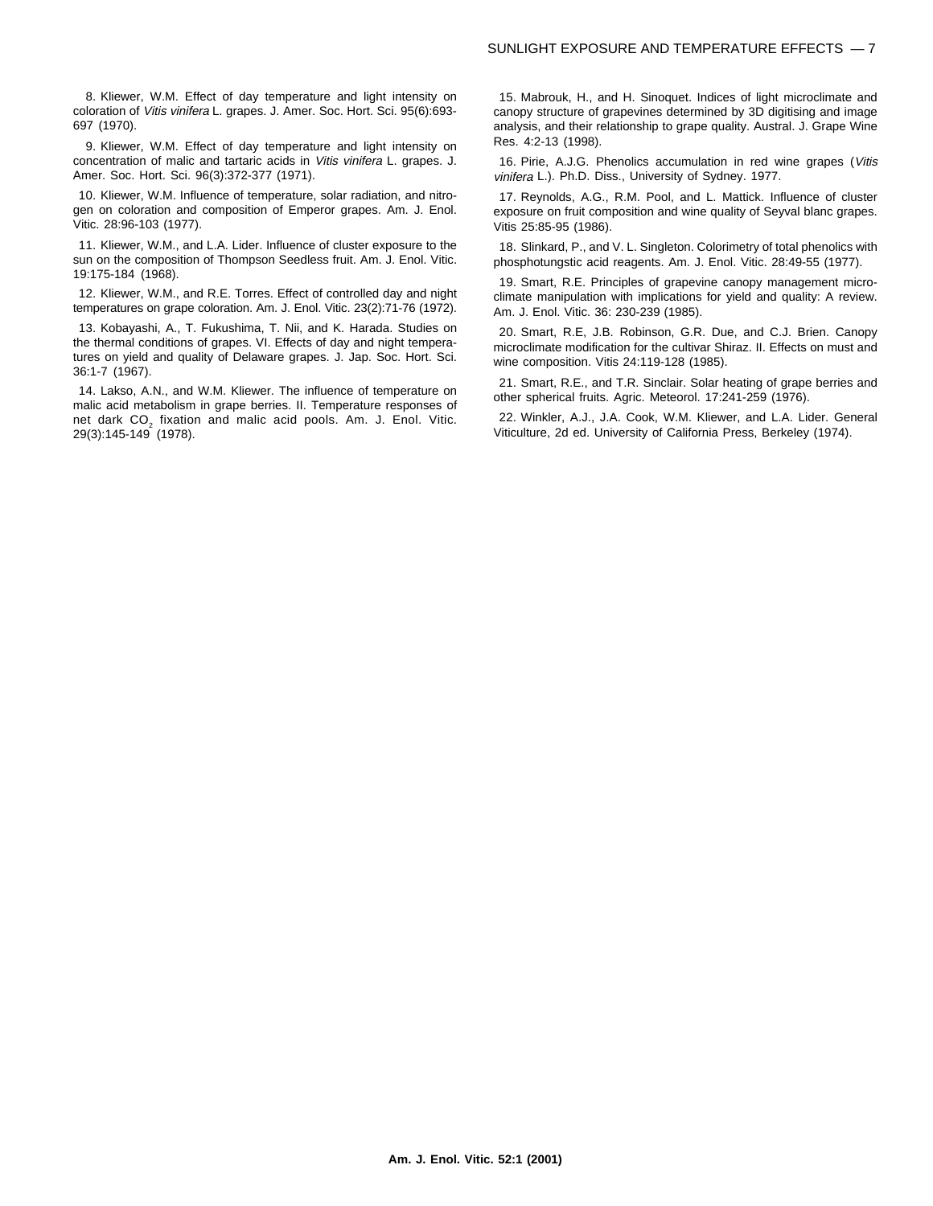8. Kliewer, W.M. Effect of day temperature and light intensity on coloration of *Vitis vinifera* L. grapes. J. Amer. Soc. Hort. Sci. 95(6):693-697 (1970).

9. Kliewer, W.M. Effect of day temperature and light intensity on concentration of malic and tartaric acids in *Vitis vinifera* L. grapes. J. Amer. Soc. Hort. Sci. 96(3):372-377 (1971).

10. Kliewer, W.M. Influence of temperature, solar radiation, and nitrogen on coloration and composition of Emperor grapes. Am. J. Enol. Vitic. 28:96-103 (1977).

11. Kliewer, W.M., and L.A. Lider. Influence of cluster exposure to the sun on the composition of Thompson Seedless fruit. Am. J. Enol. Vitic. 19:175-184 (1968).

12. Kliewer, W.M., and R.E. Torres. Effect of controlled day and night temperatures on grape coloration. Am. J. Enol. Vitic. 23(2):71-76 (1972).

13. Kobayashi, A., T. Fukushima, T. Nii, and K. Harada. Studies on the thermal conditions of grapes. VI. Effects of day and night temperatures on yield and quality of Delaware grapes. J. Jap. Soc. Hort. Sci. 36:1-7 (1967).

14. Lakso, A.N., and W.M. Kliewer. The influence of temperature on malic acid metabolism in grape berries. II. Temperature responses of net dark $CO_2$ fixation and malic acid pools. Am. J. Enol. Vitic. 29(3):145-149 (1978).

15. Mabrouk, H., and H. Sinoquet. Indices of light microclimate and canopy structure of grapevines determined by 3D digitising and image analysis, and their relationship to grape quality. Austral. J. Grape Wine Res. 4:2-13 (1998).

16. Pirie, A.J.G. Phenolics accumulation in red wine grapes (*Vitis vinifera* L.). Ph.D. Diss., University of Sydney. 1977.

17. Reynolds, A.G., R.M. Pool, and L. Mattick. Influence of cluster exposure on fruit composition and wine quality of Seyval blanc grapes. Vitis 25:85-95 (1986).

18. Slinkard, P., and V. L. Singleton. Colorimetry of total phenolics with phosphotungstic acid reagents. Am. J. Enol. Vitic. 28:49-55 (1977).

19. Smart, R.E. Principles of grapevine canopy management microclimate manipulation with implications for yield and quality: A review. Am. J. Enol. Vitic. 36: 230-239 (1985).

20. Smart, R.E, J.B. Robinson, G.R. Due, and C.J. Brien. Canopy microclimate modification for the cultivar Shiraz. II. Effects on must and wine composition. Vitis 24:119-128 (1985).

21. Smart, R.E., and T.R. Sinclair. Solar heating of grape berries and other spherical fruits. Agric. Meteorol. 17:241-259 (1976).

22. Winkler, A.J., J.A. Cook, W.M. Kliewer, and L.A. Lider. General Viticulture, 2d ed. University of California Press, Berkeley (1974).